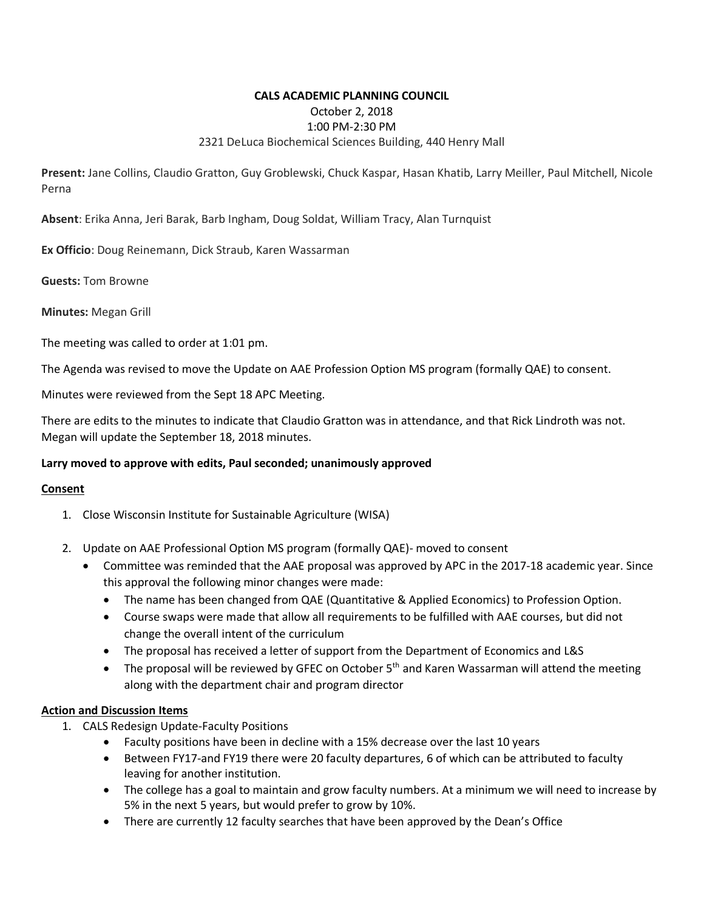**CALS ACADEMIC PLANNING COUNCIL**

October 2, 2018

1:00 PM-2:30 PM

2321 DeLuca Biochemical Sciences Building, 440 Henry Mall

**Present:** Jane Collins, Claudio Gratton, Guy Groblewski, Chuck Kaspar, Hasan Khatib, Larry Meiller, Paul Mitchell, Nicole Perna

**Absent**: Erika Anna, Jeri Barak, Barb Ingham, Doug Soldat, William Tracy, Alan Turnquist

**Ex Officio**: Doug Reinemann, Dick Straub, Karen Wassarman

**Guests:** Tom Browne

**Minutes:** Megan Grill

The meeting was called to order at 1:01 pm.

The Agenda was revised to move the Update on AAE Profession Option MS program (formally QAE) to consent.

Minutes were reviewed from the Sept 18 APC Meeting.

There are edits to the minutes to indicate that Claudio Gratton was in attendance, and that Rick Lindroth was not. Megan will update the September 18, 2018 minutes.

**Larry moved to approve with edits, Paul seconded; unanimously approved**

**Consent**

1. Close Wisconsin Institute for Sustainable Agriculture (WISA)
2. Update on AAE Professional Option MS program (formally QAE)- moved to consent
   - Committee was reminded that the AAE proposal was approved by APC in the 2017-18 academic year. Since this approval the following minor changes were made:
     - The name has been changed from QAE (Quantitative & Applied Economics) to Profession Option.
     - Course swaps were made that allow all requirements to be fulfilled with AAE courses, but did not change the overall intent of the curriculum
     - The proposal has received a letter of support from the Department of Economics and L&S
     - The proposal will be reviewed by GFEC on October 5th and Karen Wassarman will attend the meeting along with the department chair and program director

**Action and Discussion Items**

1. CALS Redesign Update-Faculty Positions
   - Faculty positions have been in decline with a 15% decrease over the last 10 years
   - Between FY17-and FY19 there were 20 faculty departures, 6 of which can be attributed to faculty leaving for another institution.
   - The college has a goal to maintain and grow faculty numbers. At a minimum we will need to increase by 5% in the next 5 years, but would prefer to grow by 10%.
   - There are currently 12 faculty searches that have been approved by the Dean's Office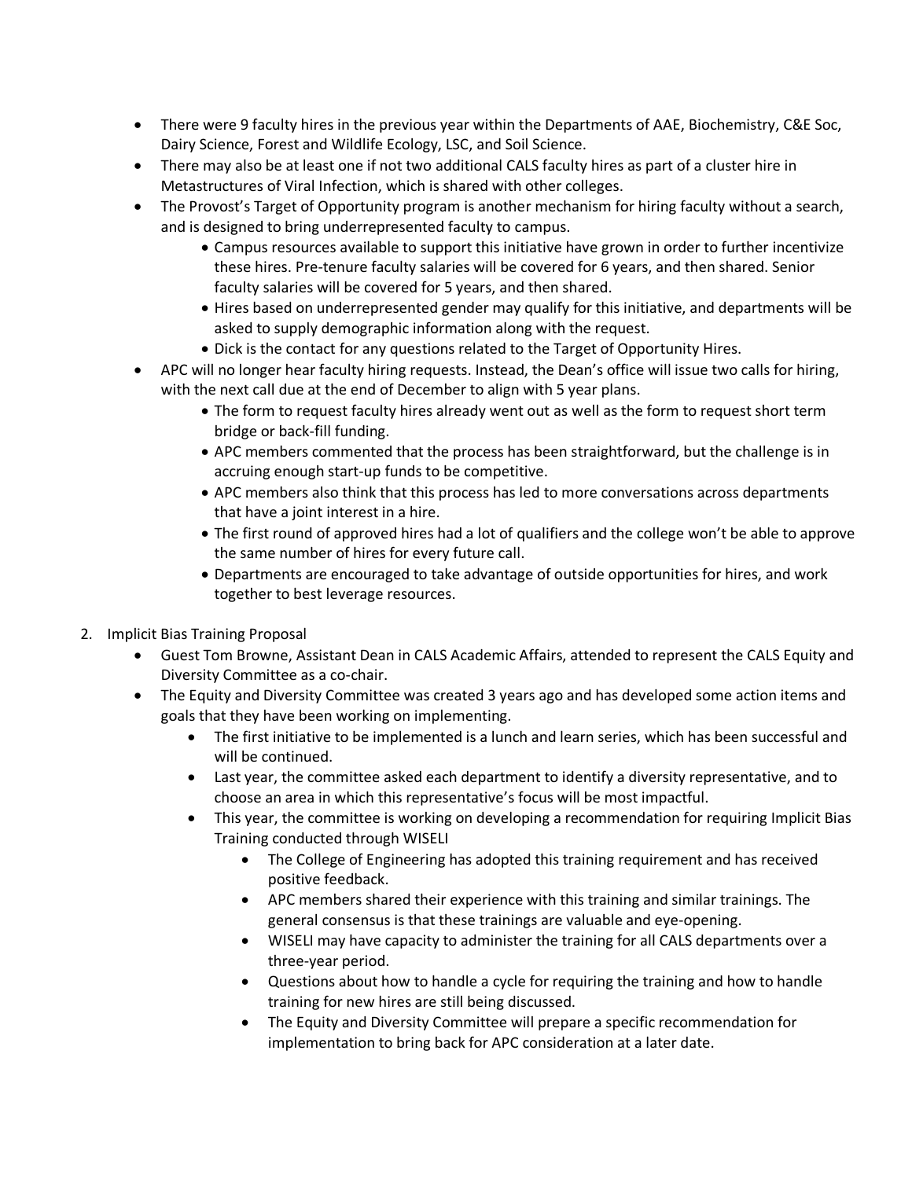- There were 9 faculty hires in the previous year within the Departments of AAE, Biochemistry, C&E Soc, Dairy Science, Forest and Wildlife Ecology, LSC, and Soil Science.
- There may also be at least one if not two additional CALS faculty hires as part of a cluster hire in Metastructures of Viral Infection, which is shared with other colleges.
- The Provost's Target of Opportunity program is another mechanism for hiring faculty without a search, and is designed to bring underrepresented faculty to campus.
    - Campus resources available to support this initiative have grown in order to further incentivize these hires. Pre-tenure faculty salaries will be covered for 6 years, and then shared. Senior faculty salaries will be covered for 5 years, and then shared.
    - Hires based on underrepresented gender may qualify for this initiative, and departments will be asked to supply demographic information along with the request.
    - Dick is the contact for any questions related to the Target of Opportunity Hires.
- APC will no longer hear faculty hiring requests. Instead, the Dean's office will issue two calls for hiring, with the next call due at the end of December to align with 5 year plans.
    - The form to request faculty hires already went out as well as the form to request short term bridge or back-fill funding.
    - APC members commented that the process has been straightforward, but the challenge is in accruing enough start-up funds to be competitive.
    - APC members also think that this process has led to more conversations across departments that have a joint interest in a hire.
    - The first round of approved hires had a lot of qualifiers and the college won't be able to approve the same number of hires for every future call.
    - Departments are encouraged to take advantage of outside opportunities for hires, and work together to best leverage resources.

2. Implicit Bias Training Proposal
    - Guest Tom Browne, Assistant Dean in CALS Academic Affairs, attended to represent the CALS Equity and Diversity Committee as a co-chair.
    - The Equity and Diversity Committee was created 3 years ago and has developed some action items and goals that they have been working on implementing.
        - The first initiative to be implemented is a lunch and learn series, which has been successful and will be continued.
        - Last year, the committee asked each department to identify a diversity representative, and to choose an area in which this representative's focus will be most impactful.
        - This year, the committee is working on developing a recommendation for requiring Implicit Bias Training conducted through WISELI
            - The College of Engineering has adopted this training requirement and has received positive feedback.
            - APC members shared their experience with this training and similar trainings. The general consensus is that these trainings are valuable and eye-opening.
            - WISELI may have capacity to administer the training for all CALS departments over a three-year period.
            - Questions about how to handle a cycle for requiring the training and how to handle training for new hires are still being discussed.
            - The Equity and Diversity Committee will prepare a specific recommendation for implementation to bring back for APC consideration at a later date.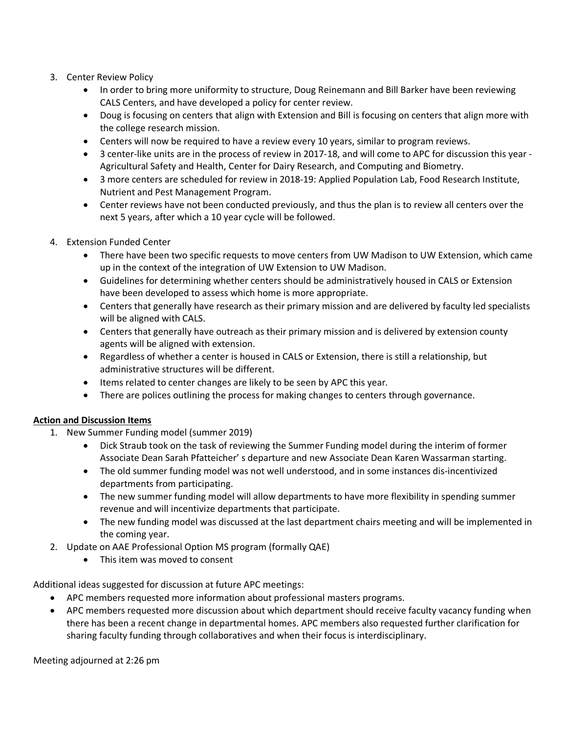3. Center Review Policy
    - In order to bring more uniformity to structure, Doug Reinemann and Bill Barker have been reviewing CALS Centers, and have developed a policy for center review.
    - Doug is focusing on centers that align with Extension and Bill is focusing on centers that align more with the college research mission.
    - Centers will now be required to have a review every 10 years, similar to program reviews.
    - 3 center-like units are in the process of review in 2017-18, and will come to APC for discussion this year - Agricultural Safety and Health, Center for Dairy Research, and Computing and Biometry.
    - 3 more centers are scheduled for review in 2018-19: Applied Population Lab, Food Research Institute, Nutrient and Pest Management Program.
    - Center reviews have not been conducted previously, and thus the plan is to review all centers over the next 5 years, after which a 10 year cycle will be followed.

4. Extension Funded Center
    - There have been two specific requests to move centers from UW Madison to UW Extension, which came up in the context of the integration of UW Extension to UW Madison.
    - Guidelines for determining whether centers should be administratively housed in CALS or Extension have been developed to assess which home is more appropriate.
    - Centers that generally have research as their primary mission and are delivered by faculty led specialists will be aligned with CALS.
    - Centers that generally have outreach as their primary mission and is delivered by extension county agents will be aligned with extension.
    - Regardless of whether a center is housed in CALS or Extension, there is still a relationship, but administrative structures will be different.
    - Items related to center changes are likely to be seen by APC this year.
    - There are polices outlining the process for making changes to centers through governance.

**<u>Action and Discussion Items</u>**

1. New Summer Funding model (summer 2019)
    - Dick Straub took on the task of reviewing the Summer Funding model during the interim of former Associate Dean Sarah Pfatteicher' s departure and new Associate Dean Karen Wassarman starting.
    - The old summer funding model was not well understood, and in some instances dis-incentivized departments from participating.
    - The new summer funding model will allow departments to have more flexibility in spending summer revenue and will incentivize departments that participate.
    - The new funding model was discussed at the last department chairs meeting and will be implemented in the coming year.
2. Update on AAE Professional Option MS program (formally QAE)
    - This item was moved to consent

Additional ideas suggested for discussion at future APC meetings:

- APC members requested more information about professional masters programs.
- APC members requested more discussion about which department should receive faculty vacancy funding when there has been a recent change in departmental homes. APC members also requested further clarification for sharing faculty funding through collaboratives and when their focus is interdisciplinary.

Meeting adjourned at 2:26 pm